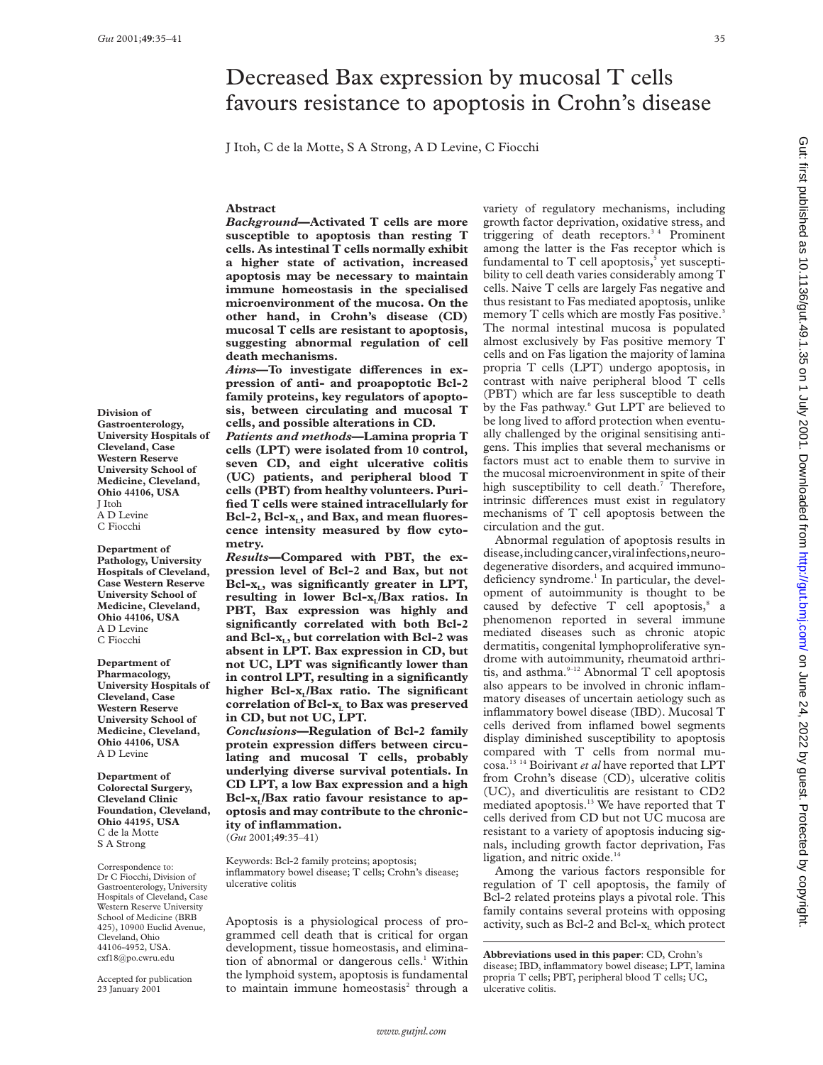# Decreased Bax expression by mucosal T cells favours resistance to apoptosis in Crohn's disease

J Itoh, C de la Motte, S A Strong, A D Levine, C Fiocchi

**Division of Gastroenterology, University Hospitals of Cleveland, Case Western Reserve University School of Medicine, Cleveland, Ohio 44106, USA**
J Itoh
A D Levine
C Fiocchi

**Department of Pathology, University Hospitals of Cleveland, Case Western Reserve University School of Medicine, Cleveland, Ohio 44106, USA**
A D Levine
C Fiocchi

**Department of Pharmacology, University Hospitals of Cleveland, Case Western Reserve University School of Medicine, Cleveland, Ohio 44106, USA**
A D Levine

**Department of Colorectal Surgery, Cleveland Clinic Foundation, Cleveland, Ohio 44195, USA**
C de la Motte
S A Strong

Correspondence to: Dr C Fiocchi, Division of Gastroenterology, University Hospitals of Cleveland, Case Western Reserve University School of Medicine (BRB 425), 10900 Euclid Avenue, Cleveland, Ohio 44106-4952, USA. cxf18@po.cwru.edu

Accepted for publication 23 January 2001

## Abstract

***Background*—Activated T cells are more susceptible to apoptosis than resting T cells. As intestinal T cells normally exhibit a higher state of activation, increased apoptosis may be necessary to maintain immune homeostasis in the specialised microenvironment of the mucosa. On the other hand, in Crohn's disease (CD) mucosal T cells are resistant to apoptosis, suggesting abnormal regulation of cell death mechanisms.**

***Aims*—To investigate differences in expression of anti- and proapoptotic Bcl-2 family proteins, key regulators of apoptosis, between circulating and mucosal T cells, and possible alterations in CD.**

***Patients and methods*—Lamina propria T cells (LPT) were isolated from 10 control, seven CD, and eight ulcerative colitis (UC) patients, and peripheral blood T cells (PBT) from healthy volunteers. Purified T cells were stained intracellularly for Bcl-2, Bcl-$x_L$, and Bax, and mean fluorescence intensity measured by flow cytometry.**

***Results*—Compared with PBT, the expression level of Bcl-2 and Bax, but not Bcl-$x_L$, was significantly greater in LPT, resulting in lower Bcl-$x_L$/Bax ratios. In PBT, Bax expression was highly and significantly correlated with both Bcl-2 and Bcl-$x_L$, but correlation with Bcl-2 was absent in LPT. Bax expression in CD, but not UC, LPT was significantly lower than in control LPT, resulting in a significantly higher Bcl-$x_L$/Bax ratio. The significant correlation of Bcl-$x_L$ to Bax was preserved in CD, but not UC, LPT.**

***Conclusions*—Regulation of Bcl-2 family protein expression differs between circulating and mucosal T cells, probably underlying diverse survival potentials. In CD LPT, a low Bax expression and a high Bcl-$x_L$/Bax ratio favour resistance to apoptosis and may contribute to the chronicity of inflammation.**

(*Gut* 2001;**49**:35–41)

Keywords: Bcl-2 family proteins; apoptosis; inflammatory bowel disease; T cells; Crohn's disease; ulcerative colitis

Apoptosis is a physiological process of programmed cell death that is critical for organ development, tissue homeostasis, and elimination of abnormal or dangerous cells.[1] Within the lymphoid system, apoptosis is fundamental to maintain immune homeostasis[2] through a variety of regulatory mechanisms, including growth factor deprivation, oxidative stress, and triggering of death receptors.[3 4] Prominent among the latter is the Fas receptor which is fundamental to T cell apoptosis,[5] yet susceptibility to cell death varies considerably among T cells. Naive T cells are largely Fas negative and thus resistant to Fas mediated apoptosis, unlike memory T cells which are mostly Fas positive.[3] The normal intestinal mucosa is populated almost exclusively by Fas positive memory T cells and on Fas ligation the majority of lamina propria T cells (LPT) undergo apoptosis, in contrast with naive peripheral blood T cells (PBT) which are far less susceptible to death by the Fas pathway.[6] Gut LPT are believed to be long lived to afford protection when eventually challenged by the original sensitising antigens. This implies that several mechanisms or factors must act to enable them to survive in the mucosal microenvironment in spite of their high susceptibility to cell death.[7] Therefore, intrinsic differences must exist in regulatory mechanisms of T cell apoptosis between the circulation and the gut.

Abnormal regulation of apoptosis results in disease, including cancer, viral infections, neurodegenerative disorders, and acquired immunodeficiency syndrome.[1] In particular, the development of autoimmunity is thought to be caused by defective T cell apoptosis,[8] a phenomenon reported in several immune mediated diseases such as chronic atopic dermatitis, congenital lymphoproliferative syndrome with autoimmunity, rheumatoid arthritis, and asthma.[9–12] Abnormal T cell apoptosis also appears to be involved in chronic inflammatory diseases of uncertain aetiology such as inflammatory bowel disease (IBD). Mucosal T cells derived from inflamed bowel segments display diminished susceptibility to apoptosis compared with T cells from normal mucosa.[13 14] Boirivant *et al* have reported that LPT from Crohn's disease (CD), ulcerative colitis (UC), and diverticulitis are resistant to CD2 mediated apoptosis.[13] We have reported that T cells derived from CD but not UC mucosa are resistant to a variety of apoptosis inducing signals, including growth factor deprivation, Fas ligation, and nitric oxide.[14]

Among the various factors responsible for regulation of T cell apoptosis, the family of Bcl-2 related proteins plays a pivotal role. This family contains several proteins with opposing activity, such as Bcl-2 and Bcl-$x_L$ which protect

**Abbreviations used in this paper**: CD, Crohn's disease; IBD, inflammatory bowel disease; LPT, lamina propria T cells; PBT, peripheral blood T cells; UC, ulcerative colitis.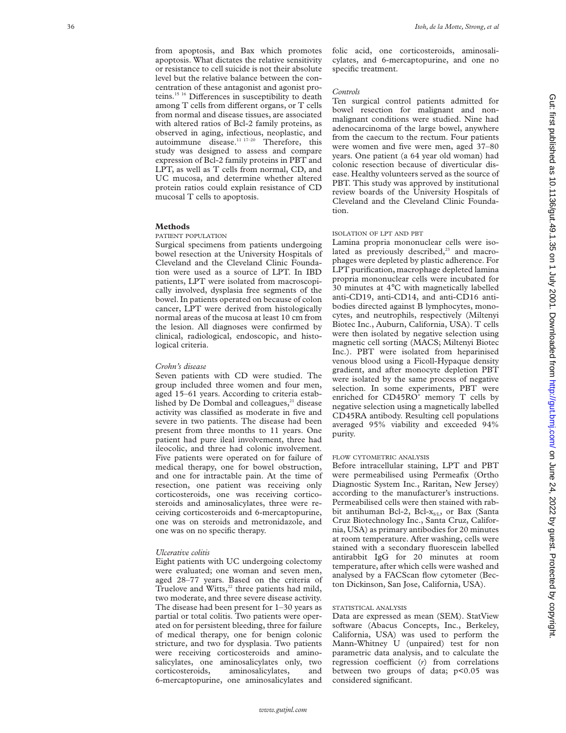from apoptosis, and Bax which promotes apoptosis. What dictates the relative sensitivity or resistance to cell suicide is not their absolute level but the relative balance between the concentration of these antagonist and agonist proteins.[15 16] Differences in susceptibility to death among T cells from different organs, or T cells from normal and disease tissues, are associated with altered ratios of Bcl-2 family proteins, as observed in aging, infectious, neoplastic, and autoimmune disease.[11 17–20] Therefore, this study was designed to assess and compare expression of Bcl-2 family proteins in PBT and LPT, as well as T cells from normal, CD, and UC mucosa, and determine whether altered protein ratios could explain resistance of CD mucosal T cells to apoptosis.

## Methods

### PATIENT POPULATION

Surgical specimens from patients undergoing bowel resection at the University Hospitals of Cleveland and the Cleveland Clinic Foundation were used as a source of LPT. In IBD patients, LPT were isolated from macroscopically involved, dysplasia free segments of the bowel. In patients operated on because of colon cancer, LPT were derived from histologically normal areas of the mucosa at least 10 cm from the lesion. All diagnoses were confirmed by clinical, radiological, endoscopic, and histological criteria.

#### *Crohn's disease*

Seven patients with CD were studied. The group included three women and four men, aged 15–61 years. According to criteria established by De Dombal and colleagues,[21] disease activity was classified as moderate in five and severe in two patients. The disease had been present from three months to 11 years. One patient had pure ileal involvement, three had ileocolic, and three had colonic involvement. Five patients were operated on for failure of medical therapy, one for bowel obstruction, and one for intractable pain. At the time of resection, one patient was receiving only corticosteroids, one was receiving corticosteroids and aminosalicylates, three were receiving corticosteroids and 6-mercaptopurine, one was on steroids and metronidazole, and one was on no specific therapy.

#### *Ulcerative colitis*

Eight patients with UC undergoing colectomy were evaluated; one woman and seven men, aged 28–77 years. Based on the criteria of Truelove and Witts,[22] three patients had mild, two moderate, and three severe disease activity. The disease had been present for 1–30 years as partial or total colitis. Two patients were operated on for persistent bleeding, three for failure of medical therapy, one for benign colonic stricture, and two for dysplasia. Two patients were receiving corticosteroids and aminosalicylates, one aminosalicylates only, two corticosteroids, aminosalicylates, and 6-mercaptopurine, one aminosalicylates and folic acid, one corticosteroids, aminosalicylates, and 6-mercaptopurine, and one no specific treatment.

#### *Controls*

Ten surgical control patients admitted for bowel resection for malignant and nonmalignant conditions were studied. Nine had adenocarcinoma of the large bowel, anywhere from the caecum to the rectum. Four patients were women and five were men, aged 37–80 years. One patient (a 64 year old woman) had colonic resection because of diverticular disease. Healthy volunteers served as the source of PBT. This study was approved by institutional review boards of the University Hospitals of Cleveland and the Cleveland Clinic Foundation.

### ISOLATION OF LPT AND PBT

Lamina propria mononuclear cells were isolated as previously described,[23] and macrophages were depleted by plastic adherence. For LPT purification, macrophage depleted lamina propria mononuclear cells were incubated for 30 minutes at 4°C with magnetically labelled anti-CD19, anti-CD14, and anti-CD16 antibodies directed against B lymphocytes, monocytes, and neutrophils, respectively (Miltenyi Biotec Inc., Auburn, California, USA). T cells were then isolated by negative selection using magnetic cell sorting (MACS; Miltenyi Biotec Inc.). PBT were isolated from heparinised venous blood using a Ficoll-Hypaque density gradient, and after monocyte depletion PBT were isolated by the same process of negative selection. In some experiments, PBT were enriched for $CD45RO^+$ memory T cells by negative selection using a magnetically labelled CD45RA antibody. Resulting cell populations averaged 95% viability and exceeded 94% purity.

### FLOW CYTOMETRIC ANALYSIS

Before intracellular staining, LPT and PBT were permeabilised using Permeafix (Ortho Diagnostic System Inc., Raritan, New Jersey) according to the manufacturer's instructions. Permeabilised cells were then stained with rabbit antihuman Bcl-2, Bcl-$x_{S/L}$, or Bax (Santa Cruz Biotechnology Inc., Santa Cruz, California, USA) as primary antibodies for 20 minutes at room temperature. After washing, cells were stained with a secondary fluorescein labelled antirabbit IgG for 20 minutes at room temperature, after which cells were washed and analysed by a FACScan flow cytometer (Becton Dickinson, San Jose, California, USA).

### STATISTICAL ANALYSIS

Data are expressed as mean (SEM). StatView software (Abacus Concepts, Inc., Berkeley, California, USA) was used to perform the Mann-Whitney U (unpaired) test for non parametric data analysis, and to calculate the regression coefficient ($r$) from correlations between two groups of data; $p<0.05$ was considered significant.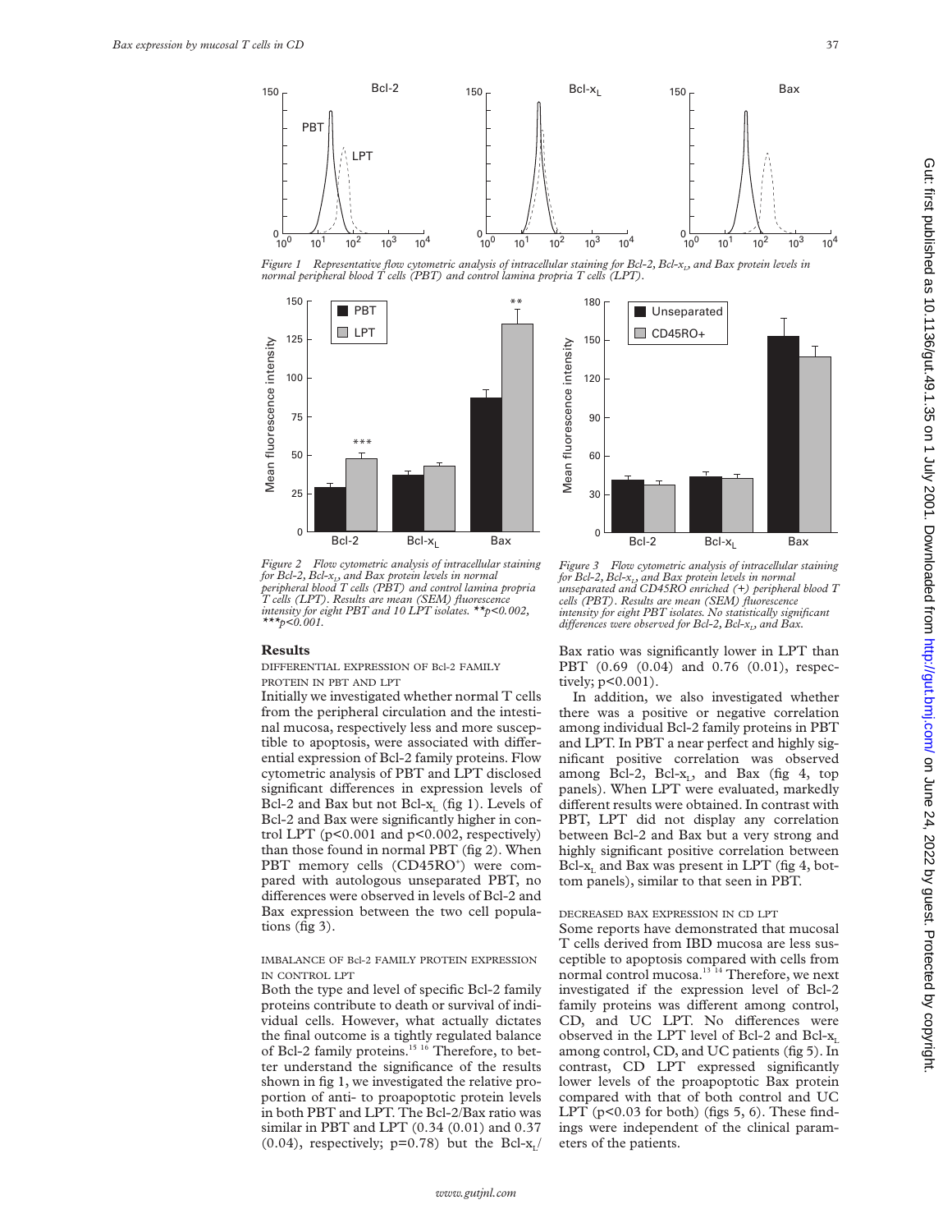Figure 1 Representative flow cytometric analysis of intracellular staining for Bcl-2, Bcl-$x_L$, and Bax protein levels in normal peripheral blood T cells (PBT) and control lamina propria T cells (LPT).

Figure 2 Flow cytometric analysis of intracellular staining for Bcl-2, Bcl-$x_L$, and Bax protein levels in normal peripheral blood T cells (PBT) and control lamina propria T cells (LPT). Results are mean (SEM) fluorescence intensity for eight PBT and 10 LPT isolates. **$p<0.002$, ***$p<0.001$.

Figure 3 Flow cytometric analysis of intracellular staining for Bcl-2, Bcl-$x_L$, and Bax protein levels in normal unseparated and CD45RO enriched (+) peripheral blood T cells (PBT). Results are mean (SEM) fluorescence intensity for eight PBT isolates. No statistically significant differences were observed for Bcl-2, Bcl-$x_L$, and Bax.

## Results

### DIFFERENTIAL EXPRESSION OF Bcl-2 FAMILY PROTEIN IN PBT AND LPT

Initially we investigated whether normal T cells from the peripheral circulation and the intestinal mucosa, respectively less and more susceptible to apoptosis, were associated with differential expression of Bcl-2 family proteins. Flow cytometric analysis of PBT and LPT disclosed significant differences in expression levels of Bcl-2 and Bax but not Bcl-$x_L$ (fig 1). Levels of Bcl-2 and Bax were significantly higher in control LPT ($p<0.001$ and $p<0.002$, respectively) than those found in normal PBT (fig 2). When PBT memory cells ($CD45RO^+$) were compared with autologous unseparated PBT, no differences were observed in levels of Bcl-2 and Bax expression between the two cell populations (fig 3).

### IMBALANCE OF Bcl-2 FAMILY PROTEIN EXPRESSION IN CONTROL LPT

Both the type and level of specific Bcl-2 family proteins contribute to death or survival of individual cells. However, what actually dictates the final outcome is a tightly regulated balance of Bcl-2 family proteins.[15,16] Therefore, to better understand the significance of the results shown in fig 1, we investigated the relative proportion of anti- to proapoptotic protein levels in both PBT and LPT. The Bcl-2/Bax ratio was similar in PBT and LPT (0.34 (0.01) and 0.37 (0.04), respectively; $p=0.78$) but the Bcl-$x_L$/Bax ratio was significantly lower in LPT than PBT (0.69 (0.04) and 0.76 (0.01), respectively; $p<0.001$).

In addition, we also investigated whether there was a positive or negative correlation among individual Bcl-2 family proteins in PBT and LPT. In PBT a near perfect and highly significant positive correlation was observed among Bcl-2, Bcl-$x_L$, and Bax (fig 4, top panels). When LPT were evaluated, markedly different results were obtained. In contrast with PBT, LPT did not display any correlation between Bcl-2 and Bax but a very strong and highly significant positive correlation between Bcl-$x_L$ and Bax was present in LPT (fig 4, bottom panels), similar to that seen in PBT.

### DECREASED BAX EXPRESSION IN CD LPT

Some reports have demonstrated that mucosal T cells derived from IBD mucosa are less susceptible to apoptosis compared with cells from normal control mucosa.[13,14] Therefore, we next investigated if the expression level of Bcl-2 family proteins was different among control, CD, and UC LPT. No differences were observed in the LPT level of Bcl-2 and Bcl-$x_L$ among control, CD, and UC patients (fig 5). In contrast, CD LPT expressed significantly lower levels of the proapoptotic Bax protein compared with that of both control and UC LPT ($p<0.03$ for both) (figs 5, 6). These findings were independent of the clinical parameters of the patients.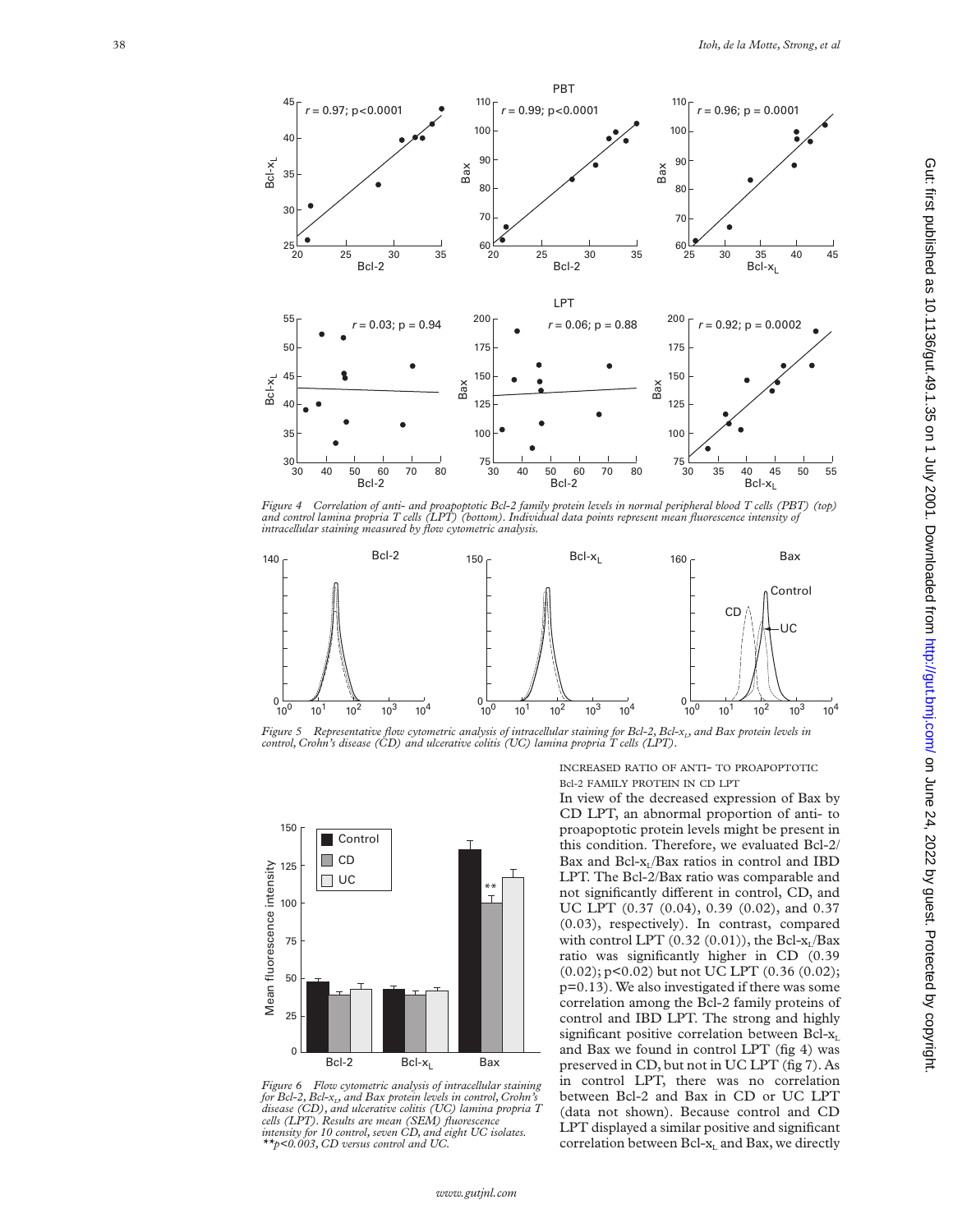*Figure 4 Correlation of anti- and proapoptotic Bcl-2 family protein levels in normal peripheral blood T cells (PBT) (top) and control lamina propria T cells (LPT) (bottom). Individual data points represent mean fluorescence intensity of intracellular staining measured by flow cytometric analysis.*

*Figure 5 Representative flow cytometric analysis of intracellular staining for Bcl-2, Bcl-$x_L$, and Bax protein levels in control, Crohn's disease (CD) and ulcerative colitis (UC) lamina propria T cells (LPT).*

*Figure 6 Flow cytometric analysis of intracellular staining for Bcl-2, Bcl-$x_L$, and Bax protein levels in control, Crohn's disease (CD), and ulcerative colitis (UC) lamina propria T cells (LPT). Results are mean (SEM) fluorescence intensity for 10 control, seven CD, and eight UC isolates. \*\*p<0.003, CD versus control and UC.*

INCREASED RATIO OF ANTI- TO PROAPOPTOTIC Bcl-2 FAMILY PROTEIN IN CD LPT

In view of the decreased expression of Bax by CD LPT, an abnormal proportion of anti- to proapoptotic protein levels might be present in this condition. Therefore, we evaluated Bcl-2/Bax and Bcl-$x_L$/Bax ratios in control and IBD LPT. The Bcl-2/Bax ratio was comparable and not significantly different in control, CD, and UC LPT (0.37 (0.04), 0.39 (0.02), and 0.37 (0.03), respectively). In contrast, compared with control LPT (0.32 (0.01)), the Bcl-$x_L$/Bax ratio was significantly higher in CD (0.39 (0.02); $p<0.02$) but not UC LPT (0.36 (0.02); $p=0.13$). We also investigated if there was some correlation among the Bcl-2 family proteins of control and IBD LPT. The strong and highly significant positive correlation between Bcl-$x_L$ and Bax we found in control LPT (fig 4) was preserved in CD, but not in UC LPT (fig 7). As in control LPT, there was no correlation between Bcl-2 and Bax in CD or UC LPT (data not shown). Because control and CD LPT displayed a similar positive and significant correlation between Bcl-$x_L$ and Bax, we directly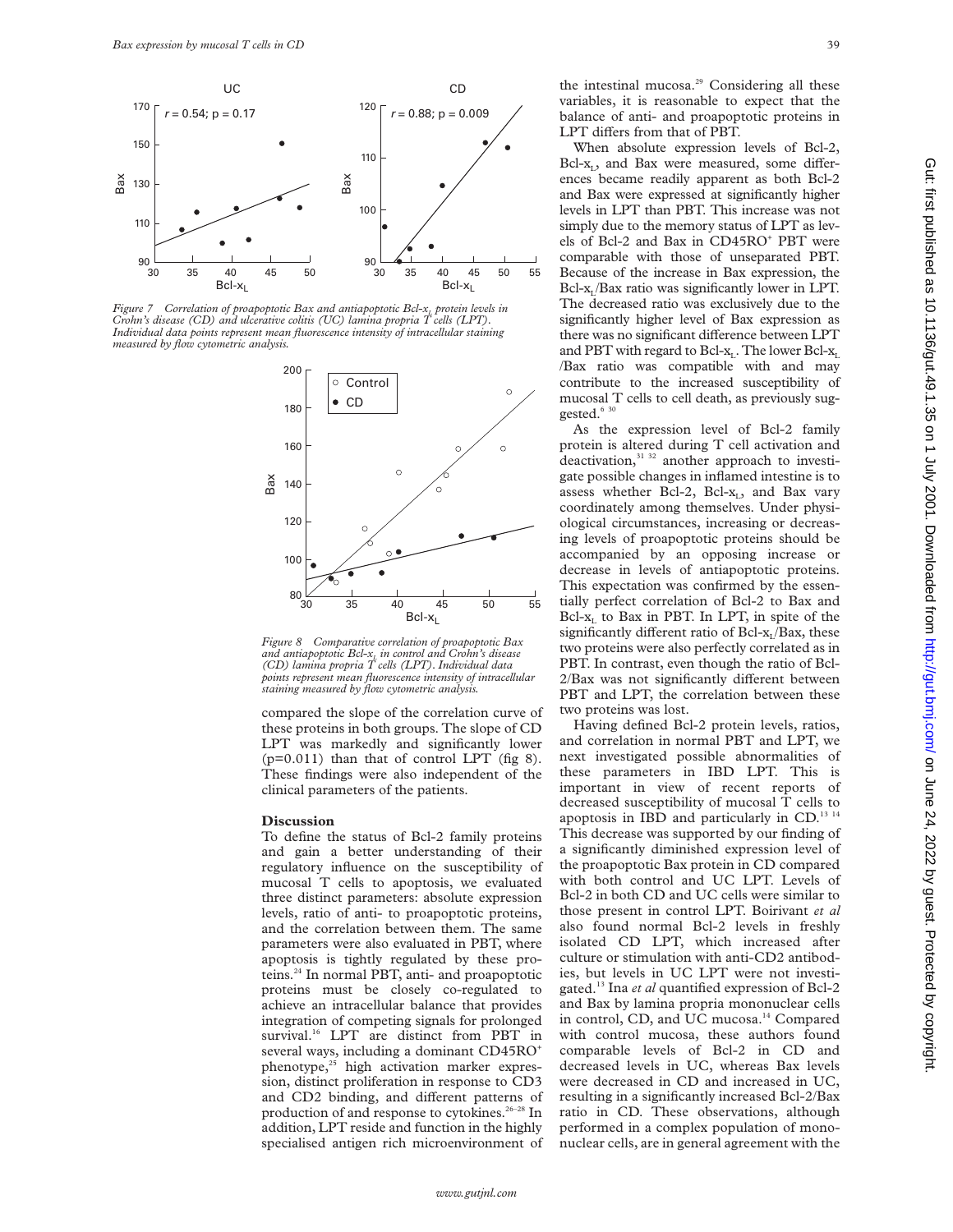Figure 7 Correlation of proapoptotic Bax and antiapoptotic Bcl-$x_L$ protein levels in Crohn's disease (CD) and ulcerative colitis (UC) lamina propria T cells (LPT). Individual data points represent mean fluorescence intensity of intracellular staining measured by flow cytometric analysis.

Figure 8 Comparative correlation of proapoptotic Bax and antiapoptotic Bcl-$x_L$ in control and Crohn's disease (CD) lamina propria T cells (LPT). Individual data points represent mean fluorescence intensity of intracellular staining measured by flow cytometric analysis.

compared the slope of the correlation curve of these proteins in both groups. The slope of CD LPT was markedly and significantly lower (p=0.011) than that of control LPT (fig 8). These findings were also independent of the clinical parameters of the patients.

## Discussion

To define the status of Bcl-2 family proteins and gain a better understanding of their regulatory influence on the susceptibility of mucosal T cells to apoptosis, we evaluated three distinct parameters: absolute expression levels, ratio of anti- to proapoptotic proteins, and the correlation between them. The same parameters were also evaluated in PBT, where apoptosis is tightly regulated by these proteins.[24] In normal PBT, anti- and proapoptotic proteins must be closely co-regulated to achieve an intracellular balance that provides integration of competing signals for prolonged survival.[16] LPT are distinct from PBT in several ways, including a dominant CD45RO$^+$ phenotype,[25] high activation marker expression, distinct proliferation in response to CD3 and CD2 binding, and different patterns of production of and response to cytokines.[26–28] In addition, LPT reside and function in the highly specialised antigen rich microenvironment of the intestinal mucosa.[29] Considering all these variables, it is reasonable to expect that the balance of anti- and proapoptotic proteins in LPT differs from that of PBT.

When absolute expression levels of Bcl-2, Bcl-$x_L$, and Bax were measured, some differences became readily apparent as both Bcl-2 and Bax were expressed at significantly higher levels in LPT than PBT. This increase was not simply due to the memory status of LPT as levels of Bcl-2 and Bax in CD45RO$^+$ PBT were comparable with those of unseparated PBT. Because of the increase in Bax expression, the Bcl-$x_L$/Bax ratio was significantly lower in LPT. The decreased ratio was exclusively due to the significantly higher level of Bax expression as there was no significant difference between LPT and PBT with regard to Bcl-$x_L$. The lower Bcl-$x_L$/Bax ratio was compatible with and may contribute to the increased susceptibility of mucosal T cells to cell death, as previously suggested.[6 30]

As the expression level of Bcl-2 family protein is altered during T cell activation and deactivation,[31 32] another approach to investigate possible changes in inflamed intestine is to assess whether Bcl-2, Bcl-$x_L$, and Bax vary coordinately among themselves. Under physiological circumstances, increasing or decreasing levels of proapoptotic proteins should be accompanied by an opposing increase or decrease in levels of antiapoptotic proteins. This expectation was confirmed by the essentially perfect correlation of Bcl-2 to Bax and Bcl-$x_L$ to Bax in PBT. In LPT, in spite of the significantly different ratio of Bcl-$x_L$/Bax, these two proteins were also perfectly correlated as in PBT. In contrast, even though the ratio of Bcl-2/Bax was not significantly different between PBT and LPT, the correlation between these two proteins was lost.

Having defined Bcl-2 protein levels, ratios, and correlation in normal PBT and LPT, we next investigated possible abnormalities of these parameters in IBD LPT. This is important in view of recent reports of decreased susceptibility of mucosal T cells to apoptosis in IBD and particularly in CD.[13 14] This decrease was supported by our finding of a significantly diminished expression level of the proapoptotic Bax protein in CD compared with both control and UC LPT. Levels of Bcl-2 in both CD and UC cells were similar to those present in control LPT. Boirivant *et al* also found normal Bcl-2 levels in freshly isolated CD LPT, which increased after culture or stimulation with anti-CD2 antibodies, but levels in UC LPT were not investigated.[13] Ina *et al* quantified expression of Bcl-2 and Bax by lamina propria mononuclear cells in control, CD, and UC mucosa.[14] Compared with control mucosa, these authors found comparable levels of Bcl-2 in CD and decreased levels in UC, whereas Bax levels were decreased in CD and increased in UC, resulting in a significantly increased Bcl-2/Bax ratio in CD. These observations, although performed in a complex population of mononuclear cells, are in general agreement with the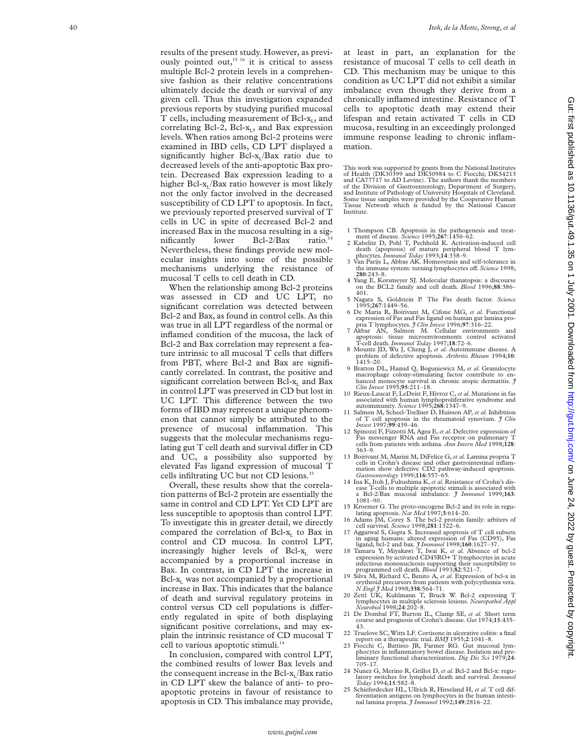results of the present study. However, as previously pointed out,[15 16] it is critical to assess multiple Bcl-2 protein levels in a comprehensive fashion as their relative concentrations ultimately decide the death or survival of any given cell. Thus this investigation expanded previous reports by studying purified mucosal T cells, including measurement of Bcl-$x_L$, and correlating Bcl-2, Bcl-$x_L$, and Bax expression levels. When ratios among Bcl-2 proteins were examined in IBD cells, CD LPT displayed a significantly higher Bcl-$x_L$/Bax ratio due to decreased levels of the anti-apoptotic Bax protein. Decreased Bax expression leading to a higher Bcl-$x_L$/Bax ratio however is most likely not the only factor involved in the decreased susceptibility of CD LPT to apoptosis. In fact, we previously reported preserved survival of T cells in UC in spite of decreased Bcl-2 and increased Bax in the mucosa resulting in a significantly lower Bcl-2/Bax ratio.[14] Nevertheless, these findings provide new molecular insights into some of the possible mechanisms underlying the resistance of mucosal T cells to cell death in CD.

When the relationship among Bcl-2 proteins was assessed in CD and UC LPT, no significant correlation was detected between Bcl-2 and Bax, as found in control cells. As this was true in all LPT regardless of the normal or inflamed condition of the mucosa, the lack of Bcl-2 and Bax correlation may represent a feature intrinsic to all mucosal T cells that differs from PBT, where Bcl-2 and Bax are significantly correlated. In contrast, the positive and significant correlation between Bcl-$x_L$ and Bax in control LPT was preserved in CD but lost in UC LPT. This difference between the two forms of IBD may represent a unique phenomenon that cannot simply be attributed to the presence of mucosal inflammation. This suggests that the molecular mechanisms regulating gut T cell death and survival differ in CD and UC, a possibility also supported by elevated Fas ligand expression of mucosal T cells infiltrating UC but not CD lesions.[33]

Overall, these results show that the correlation patterns of Bcl-2 protein are essentially the same in control and CD LPT. Yet CD LPT are less susceptible to apoptosis than control LPT. To investigate this in greater detail, we directly compared the correlation of Bcl-$x_L$ to Bax in control and CD mucosa. In control LPT, increasingly higher levels of Bcl-$x_L$ were accompanied by a proportional increase in Bax. In contrast, in CD LPT the increase in Bcl-$x_L$ was not accompanied by a proportional increase in Bax. This indicates that the balance of death and survival regulatory proteins in control versus CD cell populations is differently regulated in spite of both displaying significant positive correlations, and may explain the intrinsic resistance of CD mucosal T cell to various apoptotic stimuli.[14]

In conclusion, compared with control LPT, the combined results of lower Bax levels and the consequent increase in the Bcl-$x_L$/Bax ratio in CD LPT skew the balance of anti- to pro-apoptotic proteins in favour of resistance to apoptosis in CD. This imbalance may provide, at least in part, an explanation for the resistance of mucosal T cells to cell death in CD. This mechanism may be unique to this condition as UC LPT did not exhibit a similar imbalance even though they derive from a chronically inflamed intestine. Resistance of T cells to apoptotic death may extend their lifespan and retain activated T cells in CD mucosa, resulting in an exceedingly prolonged immune response leading to chronic inflammation.

This work was supported by grants from the National Institutes of Health (DK30399 and DK50984 to C Fiocchi; DK54213 and CA77717 to AD Levine). The authors thank the members of the Division of Gastroenterology, Department of Surgery, and Institute of Pathology of University Hospitals of Cleveland. Some tissue samples were provided by the Cooperative Human Tissue Network which is funded by the National Cancer Institute.

1. Thompson CB. Apoptosis in the pathogenesis and treatment of disease. *Science* 1995;**267**:1456–62.
2. Kabelitz D, Pohl T, Pechhold K. Activation-induced cell death (apoptosis) of mature peripheral blood T lymphocytes. *Immunol Today* 1993;**14**:338–9.
3. Van Parijs L, Abbas AK. Homeostasis and self-tolerance in the immune system: turning lymphocytes off. *Science* 1998; **280**:243–8.
4. Yang E, Korsmeyer SJ. Molecular thanatopsis: a discourse on the BCL2 family and cell death. *Blood* 1996;**88**:386–401.
5. Nagata S, Goldstein P. The Fas death factor. *Science* 1995;**267**:1449–56.
6. De Maria R, Boirivant M, Cifone MG, *et al.* Functional expression of Fas and Fas ligand on human gut lamina propria T lymphocytes. *J Clin Invest* 1996;**97**:316–22.
7. Akbar AN, Salmon M. Cellular environments and apoptosis: tissue microenvironments control activated T-cell death. *Immunol Today* 1997;**18**:72–6.
8. Mountz JD, Wu J, Cheng J, *et al.* Autoimmune disease. A problem of defective apoptosis. *Arthritis Rheum* 1994;**10**: 1415–20.
9. Bratton DL, Hamid Q, Boguniewicz M, *et al.* Granulocyte macrophage colony-stimulating factor contribute to enhanced monocyte survival in chronic atopic dermatitis. *J Clin Invest* 1995;**95**:211–18.
10. Rieux-Laucat F, LeDeist F, Hivroz C, *et al.* Mutations in fas associated with human lymphoproliferative syndrome and autoimmunity. *Science* 1995;**268**:1347–9.
11. Salmon M, Scheel-Toellner D, Huisson AP, *et al.* Inhibition of T cell apoptosis in the rheumatoid synovium. *J Clin Invest* 1997;**99**:439–46.
12. Spinozzi F, Fizzotti M, Agea E, *et al.* Defective expression of Fas messenger RNA and Fas receptor on pulmonary T cells from patients with asthma. *Ann Intern Med* 1998;**128**: 363–9.
13. Boirivant M, Marini M, DiFelice G, *et al.* Lamina propria T cells in Crohn's disease and other gastrointestinal inflammation show defective CD2 pathway-induced apoptosis. *Gastroenterology* 1999;**116**:557–65.
14. Ina K, Itoh J, Fukushima K, *et al.* Resistance of Crohn's disease T-cells to multiple apoptotic stimuli is associated with a Bcl-2/Bax mucosal imbalance. *J Immunol* 1999;**163**: 1081–90.
15. Kroemer G. The proto-oncogene Bcl-2 and its role in regulating apoptosis. *Nat Med* 1997;**3**:614–20.
16. Adams JM, Corey S. The bcl-2 protein family: arbiters of cell survival. *Science* 1998;**281**:1322–6.
17. Aggarwal S, Gupta S. Increased apoptosis of T cell subsets in aging humans: altered expression of Fas (CD95), Fas ligand, bcl-2 and bax. *J Immunol* 1998;**160**:1627–37.
18. Tamaru Y, Miyakawi T, Iwai K, *et al.* Absence of bcl-2 expression by activated CD45RO+ T lymphocytes in acute infectious mononucleosis supporting their susceptibility to programmed cell death. *Blood* 1993;**82**:521–7.
19. Silva M, Richard C, Benito A, *et al.* Expression of bcl-x in erythroid precursors from patients with polycythemia vera. *N Engl J Med* 1998;**338**:564–71.
20. Zettl UK, Kuhlmann T, Bruck W. Bcl-2 expressing T lymphocytes in multiple sclerosis lesions. *Neuropathol Appl Neurobiol* 1998;**24**:202–8.
21. De Dombal FT, Burton IL, Clamp SE, *et al.* Short term course and prognosis of Crohn's disease. *Gut* 1974;**15**:435–43.
22. Truelove SC, Witts LF. Cortisone in ulcerative colitis: a final report on a therapeutic trial. *BMJ* 1955;**2**:1041–8.
23. Fiocchi C, Battisto JR, Farmer RG. Gut mucosal lymphocytes in inflammatory bowel disease. Isolation and preliminary functional characterization. *Dig Dis Sci* 1979;**24**: 705–17.
24. Nunez G, Merino R, Grillot D, *et al.* Bcl-2 and Bcl-x: regulatory switches for lymphoid death and survival. *Immunol Today* 1994;**15**:582–8.
25. Schieferdecker HL, Ullrich R, Hirseland H, *et al.* T cell differentiation antigens on lymphocytes in the human intestinal lamina propria. *J Immunol* 1992;**149**:2816–22.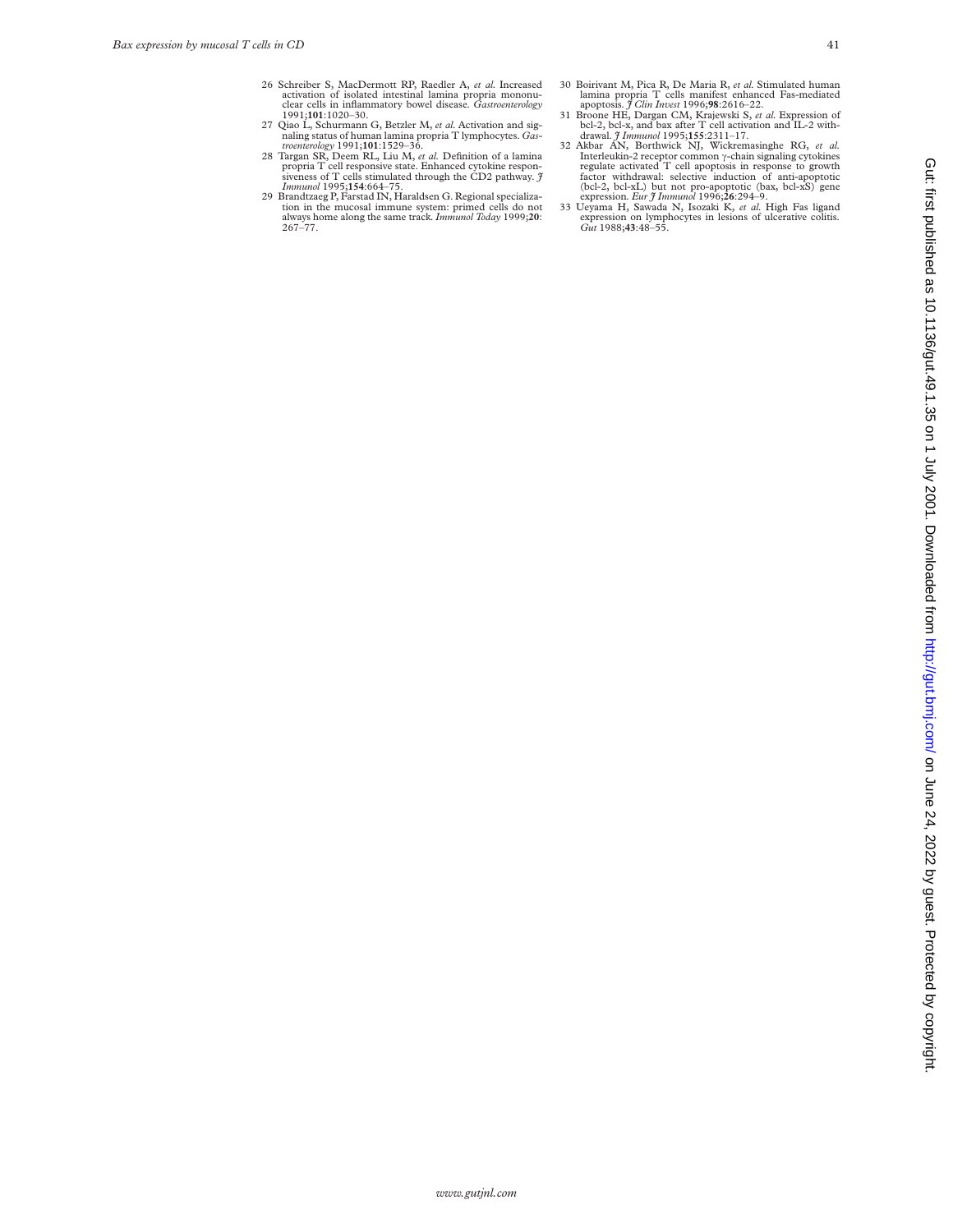26 Schreiber S, MacDermott RP, Raedler A, *et al.* Increased activation of isolated intestinal lamina propria mononuclear cells in inflammatory bowel disease. *Gastroenterology* 1991;**101**:1020–30.

27 Qiao L, Schurmann G, Betzler M, *et al.* Activation and signaling status of human lamina propria T lymphocytes. *Gastroenterology* 1991;**101**:1529–36.

28 Targan SR, Deem RL, Liu M, *et al.* Definition of a lamina propria T cell responsive state. Enhanced cytokine responsiveness of T cells stimulated through the CD2 pathway. *J Immunol* 1995;**154**:664–75.

29 Brandtzaeg P, Farstad IN, Haraldsen G. Regional specialization in the mucosal immune system: primed cells do not always home along the same track. *Immunol Today* 1999;**20**: 267–77.

30 Boirivant M, Pica R, De Maria R, *et al.* Stimulated human lamina propria T cells manifest enhanced Fas-mediated apoptosis. *J Clin Invest* 1996;**98**:2616–22.

31 Broone HE, Dargan CM, Krajewski S, *et al.* Expression of bcl-2, bcl-x, and bax after T cell activation and IL-2 withdrawal. *J Immunol* 1995;**155**:2311–17.

32 Akbar AN, Borthwick NJ, Wickremasinghe RG, *et al.* Interleukin-2 receptor common γ-chain signaling cytokines regulate activated T cell apoptosis in response to growth factor withdrawal: selective induction of anti-apoptotic (bcl-2, bcl-xL) but not pro-apoptotic (bax, bcl-xS) gene expression. *Eur J Immunol* 1996;**26**:294–9.

33 Ueyama H, Sawada N, Isozaki K, *et al.* High Fas ligand expression on lymphocytes in lesions of ulcerative colitis. *Gut* 1988;**43**:48–55.